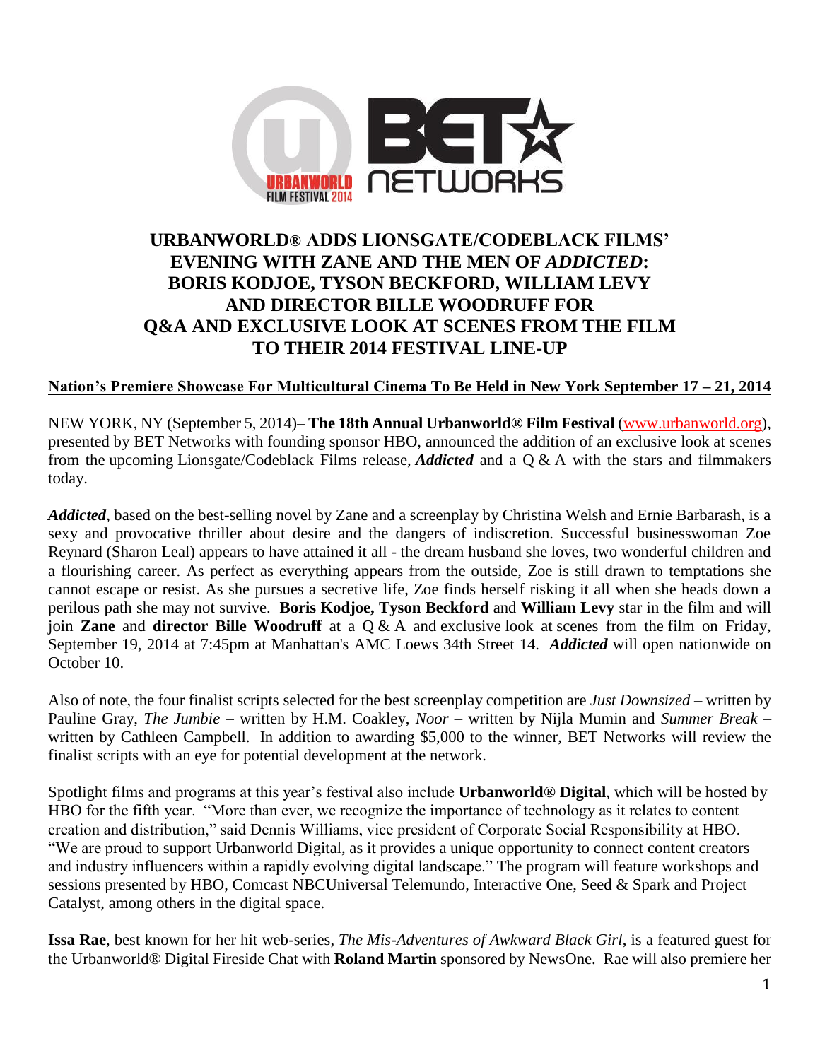# URBANWORLD® ADDS LIONSGATE/CODEBLACK FILMS' EVENING WITH ZANE AND THE MEN OF *ADDICTED*: BORIS KODJOE, TYSON BECKFORD, WILLIAM LEVY AND DIRECTOR BILLE WOODRUFF FOR Q&A AND EXCLUSIVE LOOK AT SCENES FROM THE FILM TO THEIR 2014 FESTIVAL LINE-UP

**Nation's Premiere Showcase For Multicultural Cinema To Be Held in New York September 17 – 21, 2014**

NEW YORK, NY (September 5, 2014)– **The 18th Annual Urbanworld® Film Festival** (www.urbanworld.org), presented by BET Networks with founding sponsor HBO, announced the addition of an exclusive look at scenes from the upcoming Lionsgate/Codeblack Films release, ***Addicted*** and a Q & A with the stars and filmmakers today.

***Addicted***, based on the best-selling novel by Zane and a screenplay by Christina Welsh and Ernie Barbarash, is a sexy and provocative thriller about desire and the dangers of indiscretion. Successful businesswoman Zoe Reynard (Sharon Leal) appears to have attained it all - the dream husband she loves, two wonderful children and a flourishing career. As perfect as everything appears from the outside, Zoe is still drawn to temptations she cannot escape or resist. As she pursues a secretive life, Zoe finds herself risking it all when she heads down a perilous path she may not survive. **Boris Kodjoe, Tyson Beckford** and **William Levy** star in the film and will join **Zane** and **director Bille Woodruff** at a Q & A and exclusive look at scenes from the film on Friday, September 19, 2014 at 7:45pm at Manhattan's AMC Loews 34th Street 14. ***Addicted*** will open nationwide on October 10.

Also of note, the four finalist scripts selected for the best screenplay competition are *Just Downsized* – written by Pauline Gray, *The Jumbie* – written by H.M. Coakley, *Noor* – written by Nijla Mumin and *Summer Break* – written by Cathleen Campbell. In addition to awarding $5,000 to the winner, BET Networks will review the finalist scripts with an eye for potential development at the network.

Spotlight films and programs at this year's festival also include **Urbanworld® Digital**, which will be hosted by HBO for the fifth year. "More than ever, we recognize the importance of technology as it relates to content creation and distribution," said Dennis Williams, vice president of Corporate Social Responsibility at HBO. "We are proud to support Urbanworld Digital, as it provides a unique opportunity to connect content creators and industry influencers within a rapidly evolving digital landscape." The program will feature workshops and sessions presented by HBO, Comcast NBCUniversal Telemundo, Interactive One, Seed & Spark and Project Catalyst, among others in the digital space.

**Issa Rae**, best known for her hit web-series, *The Mis-Adventures of Awkward Black Girl*, is a featured guest for the Urbanworld® Digital Fireside Chat with **Roland Martin** sponsored by NewsOne. Rae will also premiere her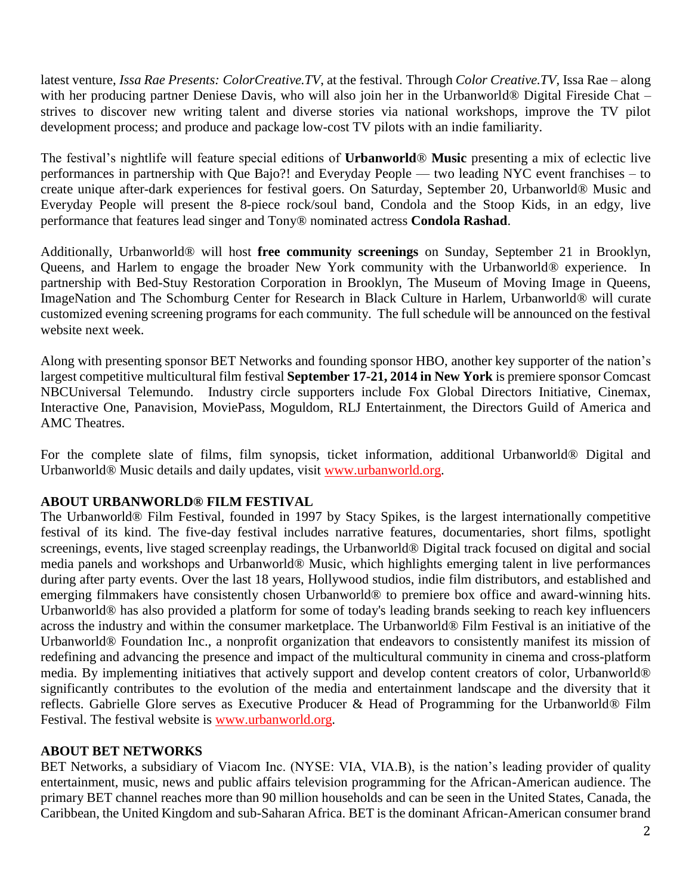latest venture, *Issa Rae Presents: ColorCreative.TV*, at the festival. Through *Color Creative.TV*, Issa Rae – along with her producing partner Deniese Davis, who will also join her in the Urbanworld® Digital Fireside Chat – strives to discover new writing talent and diverse stories via national workshops, improve the TV pilot development process; and produce and package low-cost TV pilots with an indie familiarity.

The festival's nightlife will feature special editions of **Urbanworld® Music** presenting a mix of eclectic live performances in partnership with Que Bajo?! and Everyday People — two leading NYC event franchises – to create unique after-dark experiences for festival goers. On Saturday, September 20, Urbanworld® Music and Everyday People will present the 8-piece rock/soul band, Condola and the Stoop Kids, in an edgy, live performance that features lead singer and Tony® nominated actress **Condola Rashad**.

Additionally, Urbanworld® will host **free community screenings** on Sunday, September 21 in Brooklyn, Queens, and Harlem to engage the broader New York community with the Urbanworld® experience. In partnership with Bed-Stuy Restoration Corporation in Brooklyn, The Museum of Moving Image in Queens, ImageNation and The Schomburg Center for Research in Black Culture in Harlem, Urbanworld® will curate customized evening screening programs for each community. The full schedule will be announced on the festival website next week.

Along with presenting sponsor BET Networks and founding sponsor HBO, another key supporter of the nation's largest competitive multicultural film festival **September 17-21, 2014 in New York** is premiere sponsor Comcast NBCUniversal Telemundo. Industry circle supporters include Fox Global Directors Initiative, Cinemax, Interactive One, Panavision, MoviePass, Moguldom, RLJ Entertainment, the Directors Guild of America and AMC Theatres.

For the complete slate of films, film synopsis, ticket information, additional Urbanworld® Digital and Urbanworld® Music details and daily updates, visit www.urbanworld.org.

**ABOUT URBANWORLD® FILM FESTIVAL**

The Urbanworld® Film Festival, founded in 1997 by Stacy Spikes, is the largest internationally competitive festival of its kind. The five-day festival includes narrative features, documentaries, short films, spotlight screenings, events, live staged screenplay readings, the Urbanworld® Digital track focused on digital and social media panels and workshops and Urbanworld® Music, which highlights emerging talent in live performances during after party events. Over the last 18 years, Hollywood studios, indie film distributors, and established and emerging filmmakers have consistently chosen Urbanworld® to premiere box office and award-winning hits. Urbanworld® has also provided a platform for some of today's leading brands seeking to reach key influencers across the industry and within the consumer marketplace. The Urbanworld® Film Festival is an initiative of the Urbanworld® Foundation Inc., a nonprofit organization that endeavors to consistently manifest its mission of redefining and advancing the presence and impact of the multicultural community in cinema and cross-platform media. By implementing initiatives that actively support and develop content creators of color, Urbanworld® significantly contributes to the evolution of the media and entertainment landscape and the diversity that it reflects. Gabrielle Glore serves as Executive Producer & Head of Programming for the Urbanworld® Film Festival. The festival website is www.urbanworld.org.

**ABOUT BET NETWORKS**

BET Networks, a subsidiary of Viacom Inc. (NYSE: VIA, VIA.B), is the nation's leading provider of quality entertainment, music, news and public affairs television programming for the African-American audience. The primary BET channel reaches more than 90 million households and can be seen in the United States, Canada, the Caribbean, the United Kingdom and sub-Saharan Africa. BET is the dominant African-American consumer brand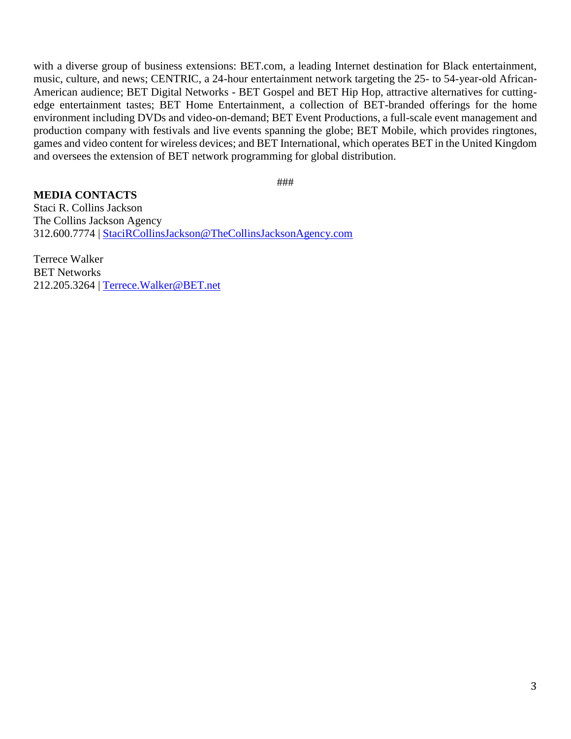with a diverse group of business extensions: BET.com, a leading Internet destination for Black entertainment, music, culture, and news; CENTRIC, a 24-hour entertainment network targeting the 25- to 54-year-old African-American audience; BET Digital Networks - BET Gospel and BET Hip Hop, attractive alternatives for cutting-edge entertainment tastes; BET Home Entertainment, a collection of BET-branded offerings for the home environment including DVDs and video-on-demand; BET Event Productions, a full-scale event management and production company with festivals and live events spanning the globe; BET Mobile, which provides ringtones, games and video content for wireless devices; and BET International, which operates BET in the United Kingdom and oversees the extension of BET network programming for global distribution.

###

**MEDIA CONTACTS**
Staci R. Collins Jackson
The Collins Jackson Agency
312.600.7774 | StaciRCollinsJackson@TheCollinsJacksonAgency.com

Terrece Walker
BET Networks
212.205.3264 | Terrece.Walker@BET.net